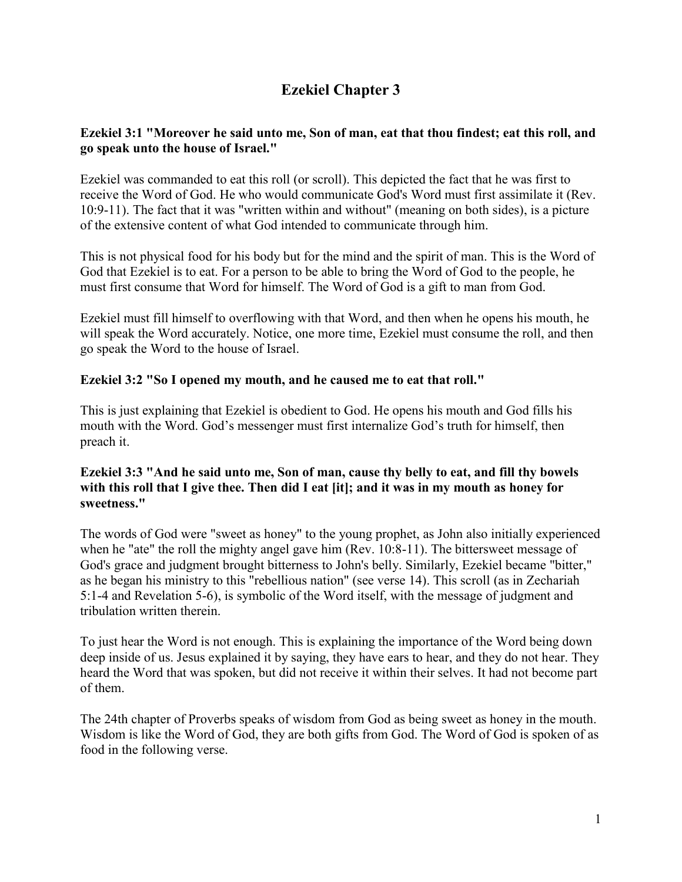# Ezekiel Chapter 3

**Ezekiel 3:1 "Moreover he said unto me, Son of man, eat that thou findest; eat this roll, and go speak unto the house of Israel."**

Ezekiel was commanded to eat this roll (or scroll). This depicted the fact that he was first to receive the Word of God. He who would communicate God's Word must first assimilate it (Rev. 10:9-11). The fact that it was "written within and without" (meaning on both sides), is a picture of the extensive content of what God intended to communicate through him.

This is not physical food for his body but for the mind and the spirit of man. This is the Word of God that Ezekiel is to eat. For a person to be able to bring the Word of God to the people, he must first consume that Word for himself. The Word of God is a gift to man from God.

Ezekiel must fill himself to overflowing with that Word, and then when he opens his mouth, he will speak the Word accurately. Notice, one more time, Ezekiel must consume the roll, and then go speak the Word to the house of Israel.

**Ezekiel 3:2 "So I opened my mouth, and he caused me to eat that roll."**

This is just explaining that Ezekiel is obedient to God. He opens his mouth and God fills his mouth with the Word. God's messenger must first internalize God's truth for himself, then preach it.

**Ezekiel 3:3 "And he said unto me, Son of man, cause thy belly to eat, and fill thy bowels with this roll that I give thee. Then did I eat [it]; and it was in my mouth as honey for sweetness."**

The words of God were "sweet as honey" to the young prophet, as John also initially experienced when he "ate" the roll the mighty angel gave him (Rev. 10:8-11). The bittersweet message of God's grace and judgment brought bitterness to John's belly. Similarly, Ezekiel became "bitter," as he began his ministry to this "rebellious nation" (see verse 14). This scroll (as in Zechariah 5:1-4 and Revelation 5-6), is symbolic of the Word itself, with the message of judgment and tribulation written therein.

To just hear the Word is not enough. This is explaining the importance of the Word being down deep inside of us. Jesus explained it by saying, they have ears to hear, and they do not hear. They heard the Word that was spoken, but did not receive it within their selves. It had not become part of them.

The 24th chapter of Proverbs speaks of wisdom from God as being sweet as honey in the mouth. Wisdom is like the Word of God, they are both gifts from God. The Word of God is spoken of as food in the following verse.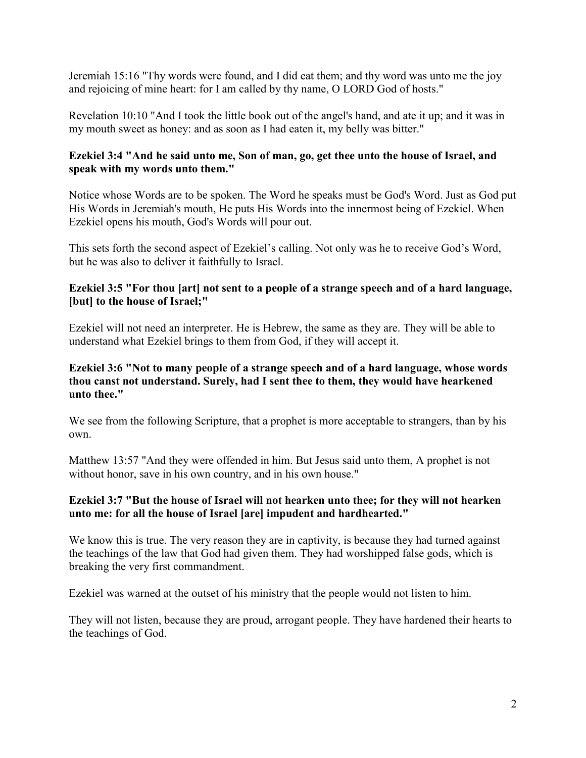Jeremiah 15:16 "Thy words were found, and I did eat them; and thy word was unto me the joy and rejoicing of mine heart: for I am called by thy name, O LORD God of hosts."

Revelation 10:10 "And I took the little book out of the angel's hand, and ate it up; and it was in my mouth sweet as honey: and as soon as I had eaten it, my belly was bitter."

**Ezekiel 3:4 "And he said unto me, Son of man, go, get thee unto the house of Israel, and speak with my words unto them."**

Notice whose Words are to be spoken. The Word he speaks must be God's Word. Just as God put His Words in Jeremiah's mouth, He puts His Words into the innermost being of Ezekiel. When Ezekiel opens his mouth, God's Words will pour out.

This sets forth the second aspect of Ezekiel's calling. Not only was he to receive God's Word, but he was also to deliver it faithfully to Israel.

**Ezekiel 3:5 "For thou [art] not sent to a people of a strange speech and of a hard language, [but] to the house of Israel;"**

Ezekiel will not need an interpreter. He is Hebrew, the same as they are. They will be able to understand what Ezekiel brings to them from God, if they will accept it.

**Ezekiel 3:6 "Not to many people of a strange speech and of a hard language, whose words thou canst not understand. Surely, had I sent thee to them, they would have hearkened unto thee."**

We see from the following Scripture, that a prophet is more acceptable to strangers, than by his own.

Matthew 13:57 "And they were offended in him. But Jesus said unto them, A prophet is not without honor, save in his own country, and in his own house."

**Ezekiel 3:7 "But the house of Israel will not hearken unto thee; for they will not hearken unto me: for all the house of Israel [are] impudent and hardhearted."**

We know this is true. The very reason they are in captivity, is because they had turned against the teachings of the law that God had given them. They had worshipped false gods, which is breaking the very first commandment.

Ezekiel was warned at the outset of his ministry that the people would not listen to him.

They will not listen, because they are proud, arrogant people. They have hardened their hearts to the teachings of God.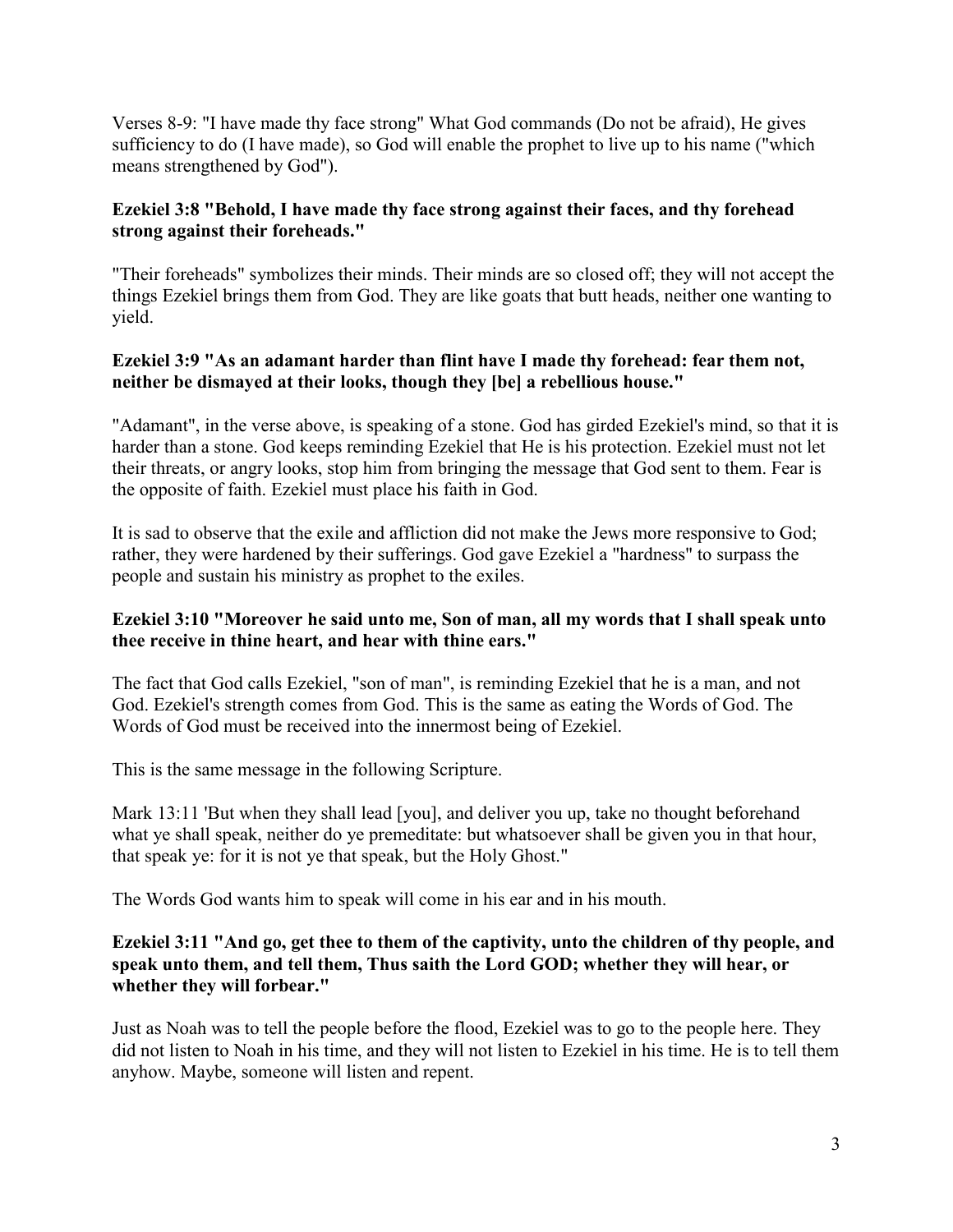Verses 8-9: "I have made thy face strong" What God commands (Do not be afraid), He gives sufficiency to do (I have made), so God will enable the prophet to live up to his name ("which means strengthened by God").

**Ezekiel 3:8 "Behold, I have made thy face strong against their faces, and thy forehead strong against their foreheads."**

"Their foreheads" symbolizes their minds. Their minds are so closed off; they will not accept the things Ezekiel brings them from God. They are like goats that butt heads, neither one wanting to yield.

**Ezekiel 3:9 "As an adamant harder than flint have I made thy forehead: fear them not, neither be dismayed at their looks, though they [be] a rebellious house."**

"Adamant", in the verse above, is speaking of a stone. God has girded Ezekiel's mind, so that it is harder than a stone. God keeps reminding Ezekiel that He is his protection. Ezekiel must not let their threats, or angry looks, stop him from bringing the message that God sent to them. Fear is the opposite of faith. Ezekiel must place his faith in God.

It is sad to observe that the exile and affliction did not make the Jews more responsive to God; rather, they were hardened by their sufferings. God gave Ezekiel a "hardness" to surpass the people and sustain his ministry as prophet to the exiles.

**Ezekiel 3:10 "Moreover he said unto me, Son of man, all my words that I shall speak unto thee receive in thine heart, and hear with thine ears."**

The fact that God calls Ezekiel, "son of man", is reminding Ezekiel that he is a man, and not God. Ezekiel's strength comes from God. This is the same as eating the Words of God. The Words of God must be received into the innermost being of Ezekiel.

This is the same message in the following Scripture.

Mark 13:11 'But when they shall lead [you], and deliver you up, take no thought beforehand what ye shall speak, neither do ye premeditate: but whatsoever shall be given you in that hour, that speak ye: for it is not ye that speak, but the Holy Ghost."

The Words God wants him to speak will come in his ear and in his mouth.

**Ezekiel 3:11 "And go, get thee to them of the captivity, unto the children of thy people, and speak unto them, and tell them, Thus saith the Lord GOD; whether they will hear, or whether they will forbear."**

Just as Noah was to tell the people before the flood, Ezekiel was to go to the people here. They did not listen to Noah in his time, and they will not listen to Ezekiel in his time. He is to tell them anyhow. Maybe, someone will listen and repent.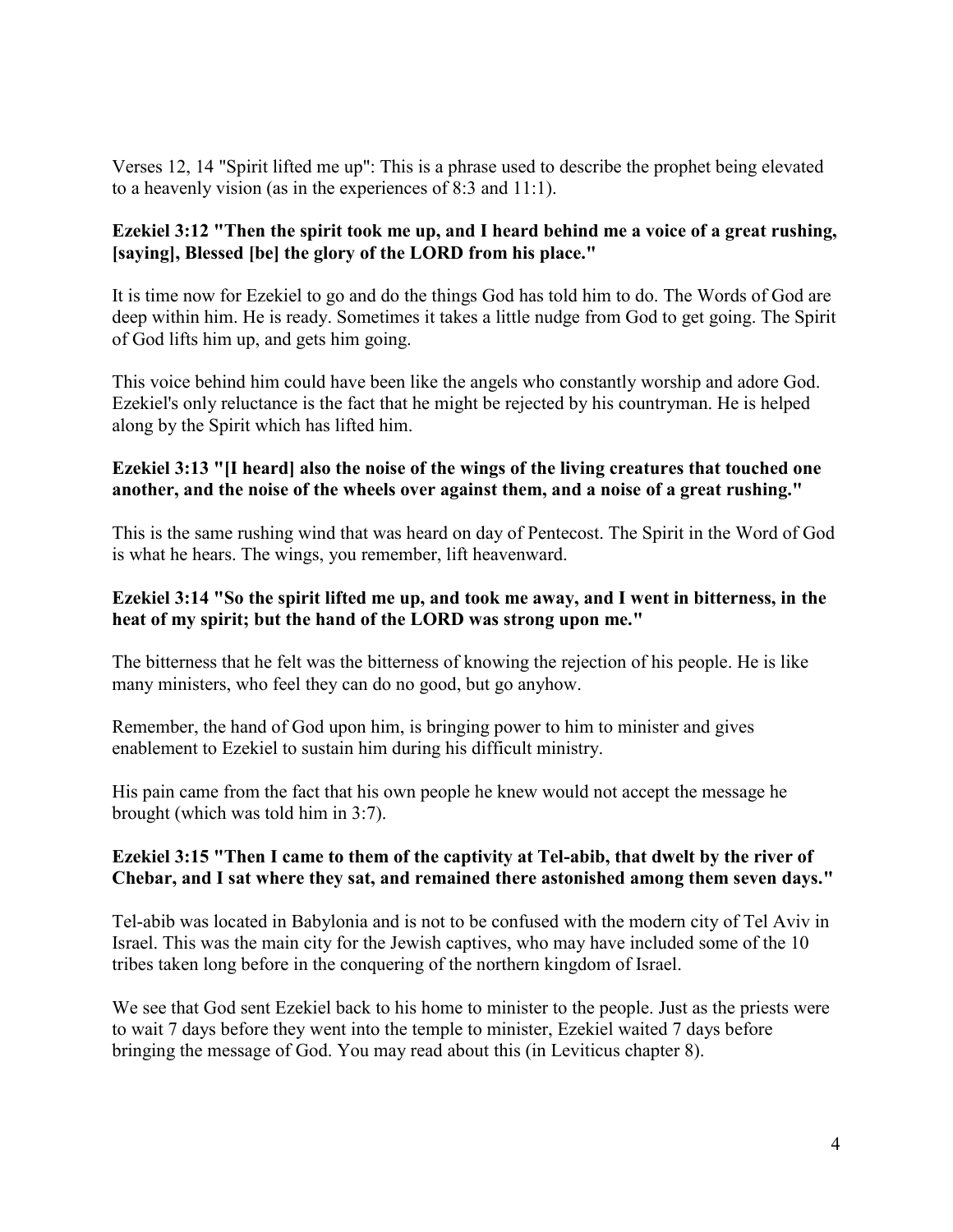Verses 12, 14 "Spirit lifted me up": This is a phrase used to describe the prophet being elevated to a heavenly vision (as in the experiences of 8:3 and 11:1).

**Ezekiel 3:12 "Then the spirit took me up, and I heard behind me a voice of a great rushing, [saying], Blessed [be] the glory of the LORD from his place."**

It is time now for Ezekiel to go and do the things God has told him to do. The Words of God are deep within him. He is ready. Sometimes it takes a little nudge from God to get going. The Spirit of God lifts him up, and gets him going.

This voice behind him could have been like the angels who constantly worship and adore God. Ezekiel's only reluctance is the fact that he might be rejected by his countryman. He is helped along by the Spirit which has lifted him.

**Ezekiel 3:13 "[I heard] also the noise of the wings of the living creatures that touched one another, and the noise of the wheels over against them, and a noise of a great rushing."**

This is the same rushing wind that was heard on day of Pentecost. The Spirit in the Word of God is what he hears. The wings, you remember, lift heavenward.

**Ezekiel 3:14 "So the spirit lifted me up, and took me away, and I went in bitterness, in the heat of my spirit; but the hand of the LORD was strong upon me."**

The bitterness that he felt was the bitterness of knowing the rejection of his people. He is like many ministers, who feel they can do no good, but go anyhow.

Remember, the hand of God upon him, is bringing power to him to minister and gives enablement to Ezekiel to sustain him during his difficult ministry.

His pain came from the fact that his own people he knew would not accept the message he brought (which was told him in 3:7).

**Ezekiel 3:15 "Then I came to them of the captivity at Tel-abib, that dwelt by the river of Chebar, and I sat where they sat, and remained there astonished among them seven days."**

Tel-abib was located in Babylonia and is not to be confused with the modern city of Tel Aviv in Israel. This was the main city for the Jewish captives, who may have included some of the 10 tribes taken long before in the conquering of the northern kingdom of Israel.

We see that God sent Ezekiel back to his home to minister to the people. Just as the priests were to wait 7 days before they went into the temple to minister, Ezekiel waited 7 days before bringing the message of God. You may read about this (in Leviticus chapter 8).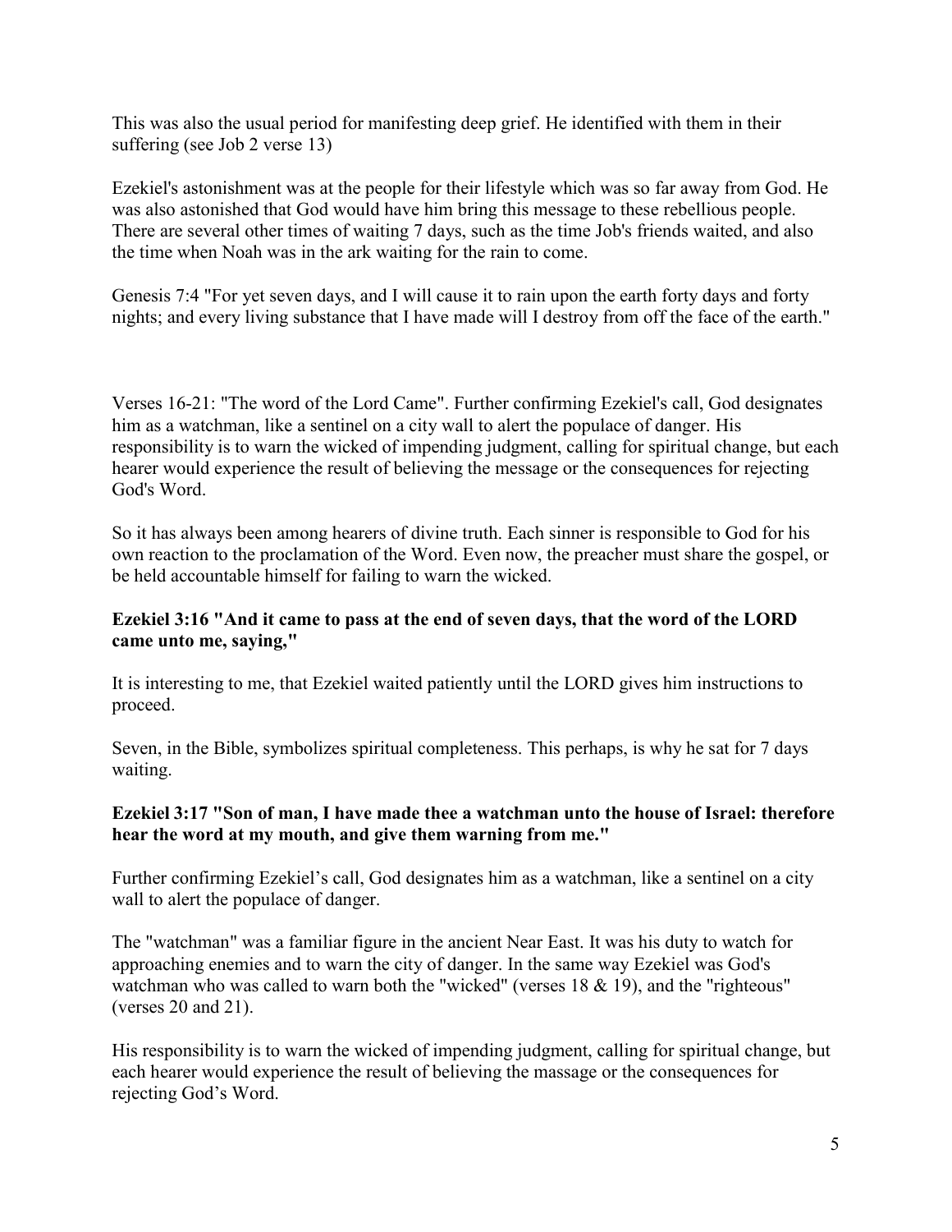This was also the usual period for manifesting deep grief. He identified with them in their suffering (see Job 2 verse 13)

Ezekiel's astonishment was at the people for their lifestyle which was so far away from God. He was also astonished that God would have him bring this message to these rebellious people. There are several other times of waiting 7 days, such as the time Job's friends waited, and also the time when Noah was in the ark waiting for the rain to come.

Genesis 7:4 "For yet seven days, and I will cause it to rain upon the earth forty days and forty nights; and every living substance that I have made will I destroy from off the face of the earth."

Verses 16-21: "The word of the Lord Came". Further confirming Ezekiel's call, God designates him as a watchman, like a sentinel on a city wall to alert the populace of danger. His responsibility is to warn the wicked of impending judgment, calling for spiritual change, but each hearer would experience the result of believing the message or the consequences for rejecting God's Word.

So it has always been among hearers of divine truth. Each sinner is responsible to God for his own reaction to the proclamation of the Word. Even now, the preacher must share the gospel, or be held accountable himself for failing to warn the wicked.

**Ezekiel 3:16 "And it came to pass at the end of seven days, that the word of the LORD came unto me, saying,"**

It is interesting to me, that Ezekiel waited patiently until the LORD gives him instructions to proceed.

Seven, in the Bible, symbolizes spiritual completeness. This perhaps, is why he sat for 7 days waiting.

**Ezekiel 3:17 "Son of man, I have made thee a watchman unto the house of Israel: therefore hear the word at my mouth, and give them warning from me."**

Further confirming Ezekiel's call, God designates him as a watchman, like a sentinel on a city wall to alert the populace of danger.

The "watchman" was a familiar figure in the ancient Near East. It was his duty to watch for approaching enemies and to warn the city of danger. In the same way Ezekiel was God's watchman who was called to warn both the "wicked" (verses 18 & 19), and the "righteous" (verses 20 and 21).

His responsibility is to warn the wicked of impending judgment, calling for spiritual change, but each hearer would experience the result of believing the massage or the consequences for rejecting God's Word.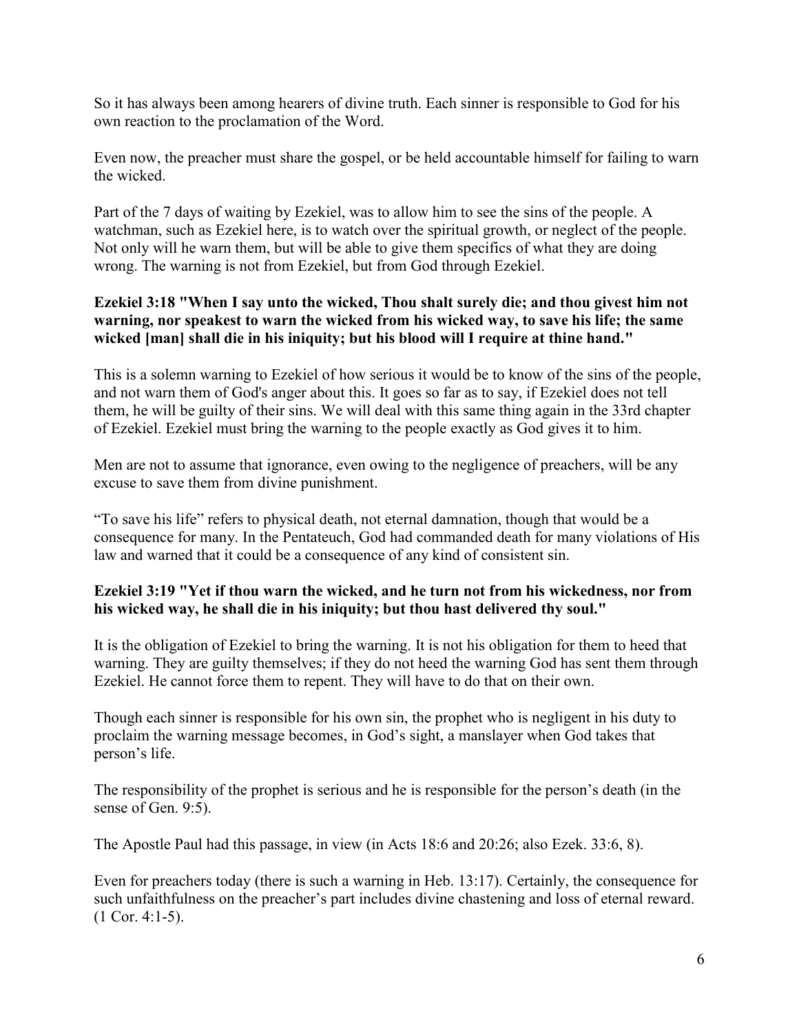So it has always been among hearers of divine truth. Each sinner is responsible to God for his own reaction to the proclamation of the Word.

Even now, the preacher must share the gospel, or be held accountable himself for failing to warn the wicked.

Part of the 7 days of waiting by Ezekiel, was to allow him to see the sins of the people. A watchman, such as Ezekiel here, is to watch over the spiritual growth, or neglect of the people. Not only will he warn them, but will be able to give them specifics of what they are doing wrong. The warning is not from Ezekiel, but from God through Ezekiel.

**Ezekiel 3:18 "When I say unto the wicked, Thou shalt surely die; and thou givest him not warning, nor speakest to warn the wicked from his wicked way, to save his life; the same wicked [man] shall die in his iniquity; but his blood will I require at thine hand."**

This is a solemn warning to Ezekiel of how serious it would be to know of the sins of the people, and not warn them of God's anger about this. It goes so far as to say, if Ezekiel does not tell them, he will be guilty of their sins. We will deal with this same thing again in the 33rd chapter of Ezekiel. Ezekiel must bring the warning to the people exactly as God gives it to him.

Men are not to assume that ignorance, even owing to the negligence of preachers, will be any excuse to save them from divine punishment.

"To save his life" refers to physical death, not eternal damnation, though that would be a consequence for many. In the Pentateuch, God had commanded death for many violations of His law and warned that it could be a consequence of any kind of consistent sin.

**Ezekiel 3:19 "Yet if thou warn the wicked, and he turn not from his wickedness, nor from his wicked way, he shall die in his iniquity; but thou hast delivered thy soul."**

It is the obligation of Ezekiel to bring the warning. It is not his obligation for them to heed that warning. They are guilty themselves; if they do not heed the warning God has sent them through Ezekiel. He cannot force them to repent. They will have to do that on their own.

Though each sinner is responsible for his own sin, the prophet who is negligent in his duty to proclaim the warning message becomes, in God's sight, a manslayer when God takes that person's life.

The responsibility of the prophet is serious and he is responsible for the person's death (in the sense of Gen. 9:5).

The Apostle Paul had this passage, in view (in Acts 18:6 and 20:26; also Ezek. 33:6, 8).

Even for preachers today (there is such a warning in Heb. 13:17). Certainly, the consequence for such unfaithfulness on the preacher's part includes divine chastening and loss of eternal reward. (1 Cor. 4:1-5).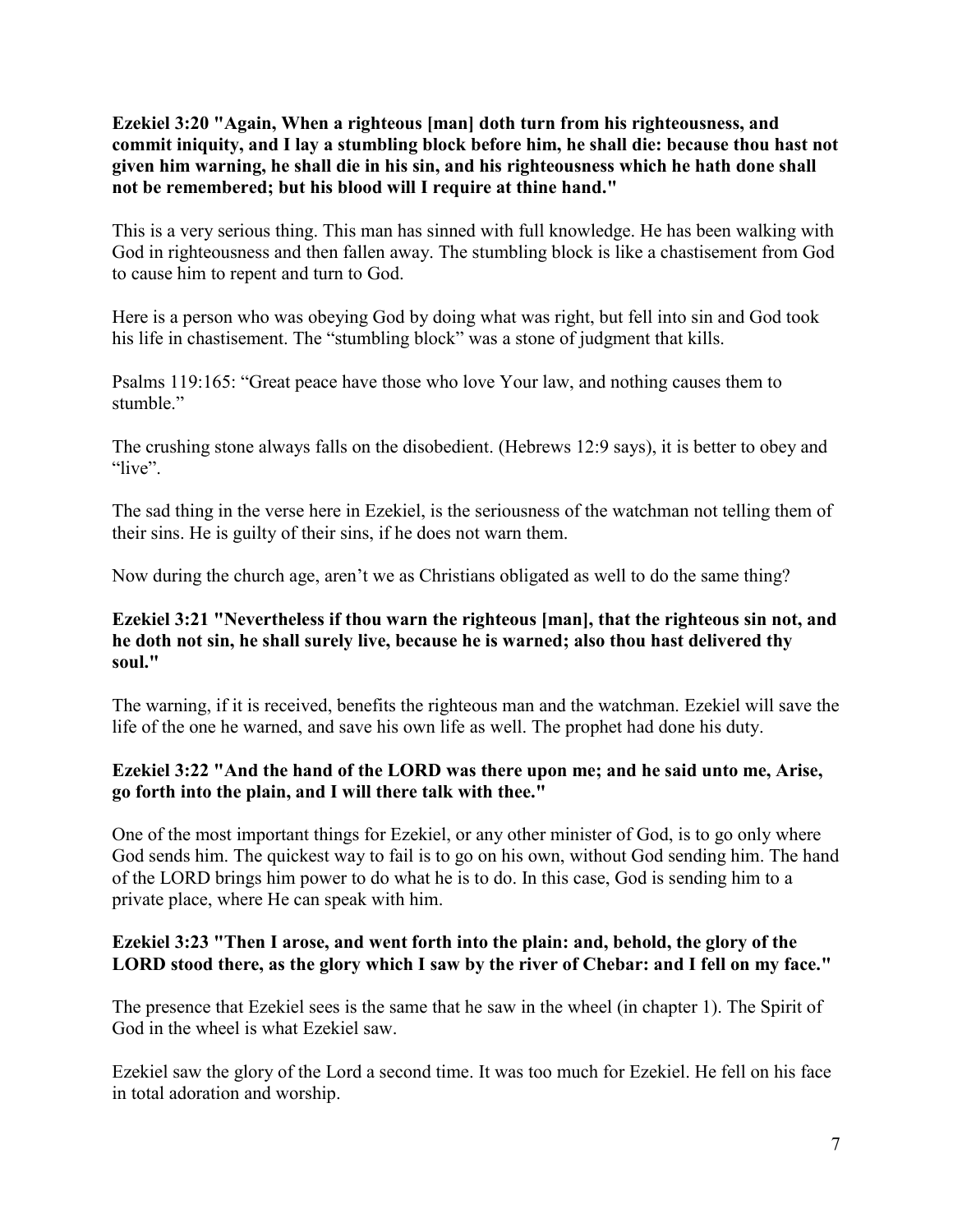**Ezekiel 3:20 "Again, When a righteous [man] doth turn from his righteousness, and commit iniquity, and I lay a stumbling block before him, he shall die: because thou hast not given him warning, he shall die in his sin, and his righteousness which he hath done shall not be remembered; but his blood will I require at thine hand."**

This is a very serious thing. This man has sinned with full knowledge. He has been walking with God in righteousness and then fallen away. The stumbling block is like a chastisement from God to cause him to repent and turn to God.

Here is a person who was obeying God by doing what was right, but fell into sin and God took his life in chastisement. The "stumbling block" was a stone of judgment that kills.

Psalms 119:165: "Great peace have those who love Your law, and nothing causes them to stumble."

The crushing stone always falls on the disobedient. (Hebrews 12:9 says), it is better to obey and "live".

The sad thing in the verse here in Ezekiel, is the seriousness of the watchman not telling them of their sins. He is guilty of their sins, if he does not warn them.

Now during the church age, aren't we as Christians obligated as well to do the same thing?

**Ezekiel 3:21 "Nevertheless if thou warn the righteous [man], that the righteous sin not, and he doth not sin, he shall surely live, because he is warned; also thou hast delivered thy soul."**

The warning, if it is received, benefits the righteous man and the watchman. Ezekiel will save the life of the one he warned, and save his own life as well. The prophet had done his duty.

**Ezekiel 3:22 "And the hand of the LORD was there upon me; and he said unto me, Arise, go forth into the plain, and I will there talk with thee."**

One of the most important things for Ezekiel, or any other minister of God, is to go only where God sends him. The quickest way to fail is to go on his own, without God sending him. The hand of the LORD brings him power to do what he is to do. In this case, God is sending him to a private place, where He can speak with him.

**Ezekiel 3:23 "Then I arose, and went forth into the plain: and, behold, the glory of the LORD stood there, as the glory which I saw by the river of Chebar: and I fell on my face."**

The presence that Ezekiel sees is the same that he saw in the wheel (in chapter 1). The Spirit of God in the wheel is what Ezekiel saw.

Ezekiel saw the glory of the Lord a second time. It was too much for Ezekiel. He fell on his face in total adoration and worship.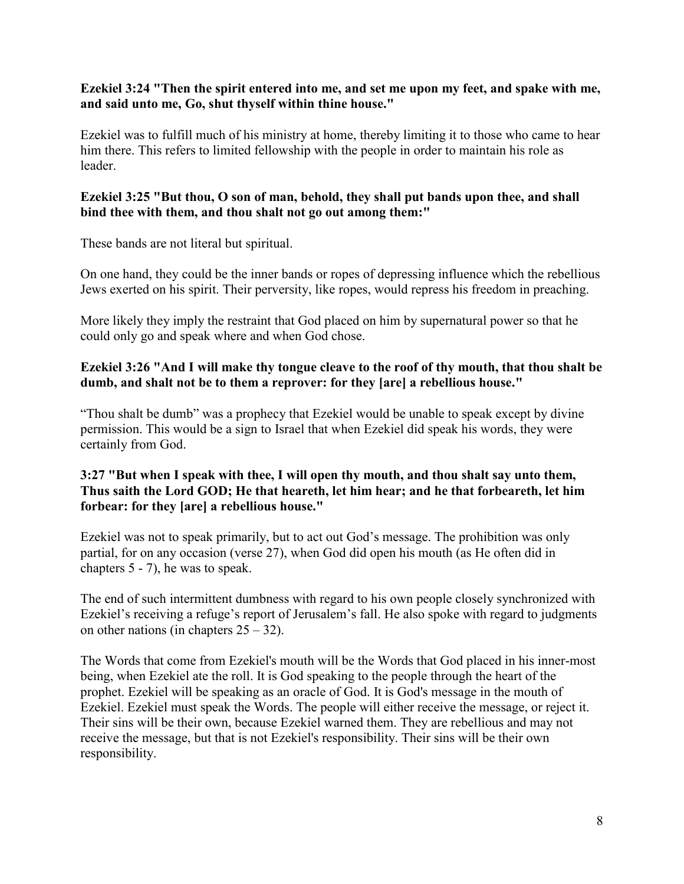**Ezekiel 3:24 "Then the spirit entered into me, and set me upon my feet, and spake with me, and said unto me, Go, shut thyself within thine house."**

Ezekiel was to fulfill much of his ministry at home, thereby limiting it to those who came to hear him there. This refers to limited fellowship with the people in order to maintain his role as leader.

**Ezekiel 3:25 "But thou, O son of man, behold, they shall put bands upon thee, and shall bind thee with them, and thou shalt not go out among them:"**

These bands are not literal but spiritual.

On one hand, they could be the inner bands or ropes of depressing influence which the rebellious Jews exerted on his spirit. Their perversity, like ropes, would repress his freedom in preaching.

More likely they imply the restraint that God placed on him by supernatural power so that he could only go and speak where and when God chose.

**Ezekiel 3:26 "And I will make thy tongue cleave to the roof of thy mouth, that thou shalt be dumb, and shalt not be to them a reprover: for they [are] a rebellious house."**

"Thou shalt be dumb" was a prophecy that Ezekiel would be unable to speak except by divine permission. This would be a sign to Israel that when Ezekiel did speak his words, they were certainly from God.

**3:27 "But when I speak with thee, I will open thy mouth, and thou shalt say unto them, Thus saith the Lord GOD; He that heareth, let him hear; and he that forbeareth, let him forbear: for they [are] a rebellious house."**

Ezekiel was not to speak primarily, but to act out God's message. The prohibition was only partial, for on any occasion (verse 27), when God did open his mouth (as He often did in chapters 5 - 7), he was to speak.

The end of such intermittent dumbness with regard to his own people closely synchronized with Ezekiel's receiving a refuge's report of Jerusalem's fall. He also spoke with regard to judgments on other nations (in chapters 25 – 32).

The Words that come from Ezekiel's mouth will be the Words that God placed in his inner-most being, when Ezekiel ate the roll. It is God speaking to the people through the heart of the prophet. Ezekiel will be speaking as an oracle of God. It is God's message in the mouth of Ezekiel. Ezekiel must speak the Words. The people will either receive the message, or reject it. Their sins will be their own, because Ezekiel warned them. They are rebellious and may not receive the message, but that is not Ezekiel's responsibility. Their sins will be their own responsibility.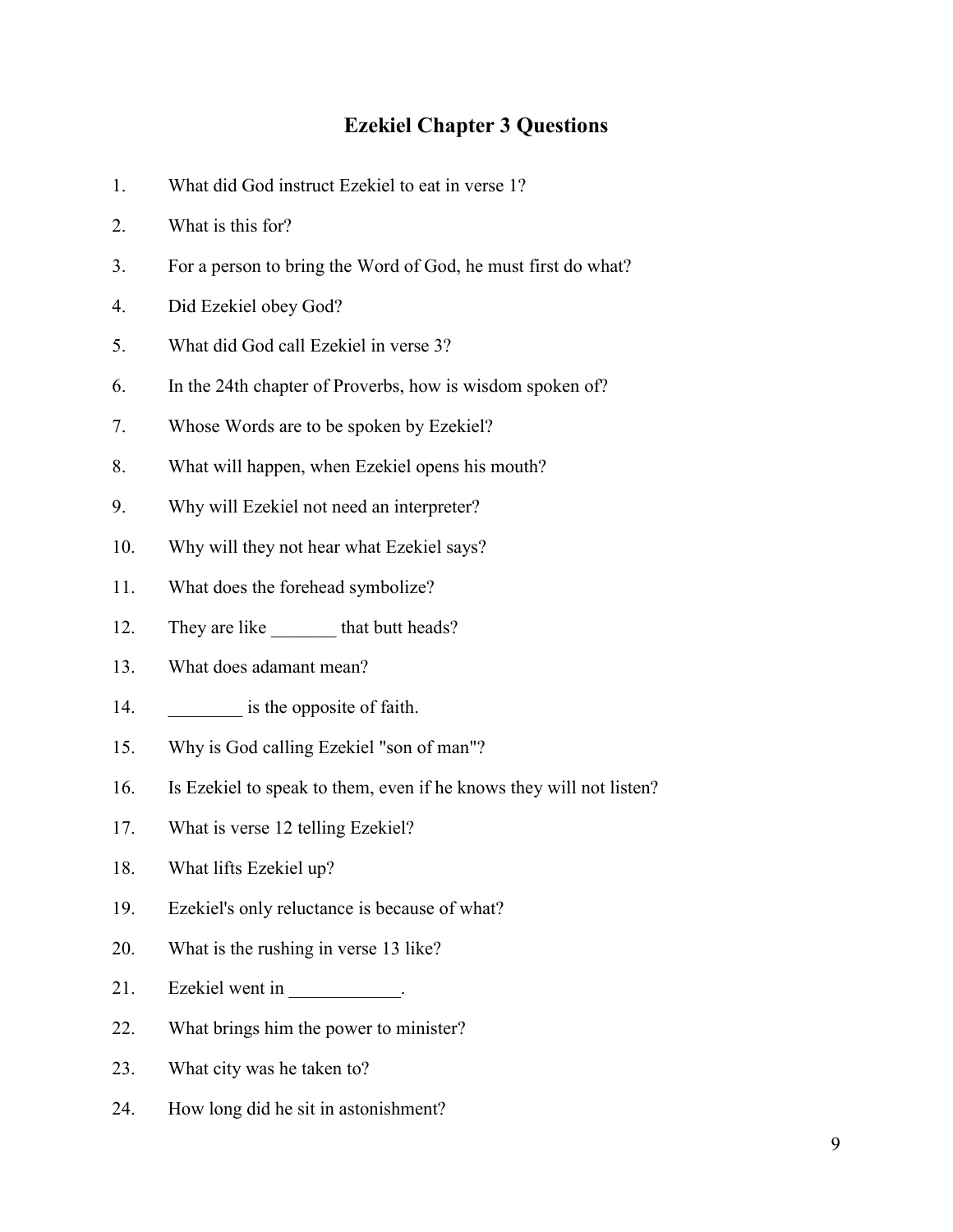# Ezekiel Chapter 3 Questions

1. What did God instruct Ezekiel to eat in verse 1?
2. What is this for?
3. For a person to bring the Word of God, he must first do what?
4. Did Ezekiel obey God?
5. What did God call Ezekiel in verse 3?
6. In the 24th chapter of Proverbs, how is wisdom spoken of?
7. Whose Words are to be spoken by Ezekiel?
8. What will happen, when Ezekiel opens his mouth?
9. Why will Ezekiel not need an interpreter?
10. Why will they not hear what Ezekiel says?
11. What does the forehead symbolize?
12. They are like _______ that butt heads?
13. What does adamant mean?
14. ________ is the opposite of faith.
15. Why is God calling Ezekiel "son of man"?
16. Is Ezekiel to speak to them, even if he knows they will not listen?
17. What is verse 12 telling Ezekiel?
18. What lifts Ezekiel up?
19. Ezekiel's only reluctance is because of what?
20. What is the rushing in verse 13 like?
21. Ezekiel went in ____________.
22. What brings him the power to minister?
23. What city was he taken to?
24. How long did he sit in astonishment?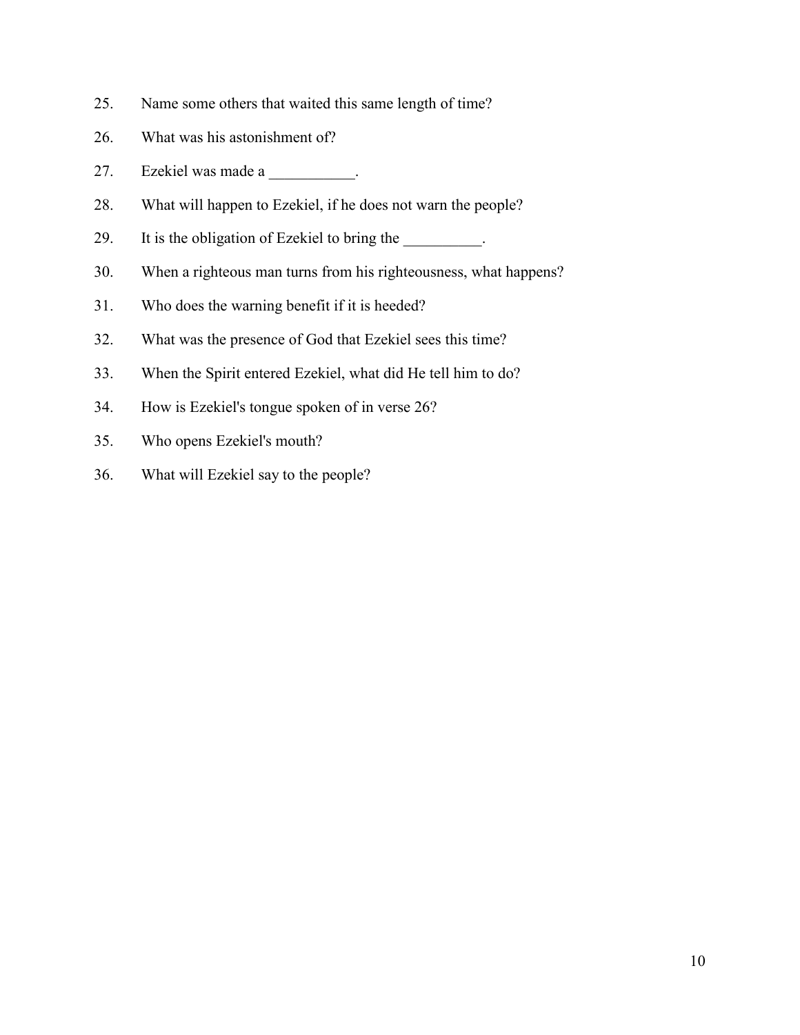25. Name some others that waited this same length of time?

26. What was his astonishment of?

27. Ezekiel was made a ___________.

28. What will happen to Ezekiel, if he does not warn the people?

29. It is the obligation of Ezekiel to bring the __________.

30. When a righteous man turns from his righteousness, what happens?

31. Who does the warning benefit if it is heeded?

32. What was the presence of God that Ezekiel sees this time?

33. When the Spirit entered Ezekiel, what did He tell him to do?

34. How is Ezekiel's tongue spoken of in verse 26?

35. Who opens Ezekiel's mouth?

36. What will Ezekiel say to the people?